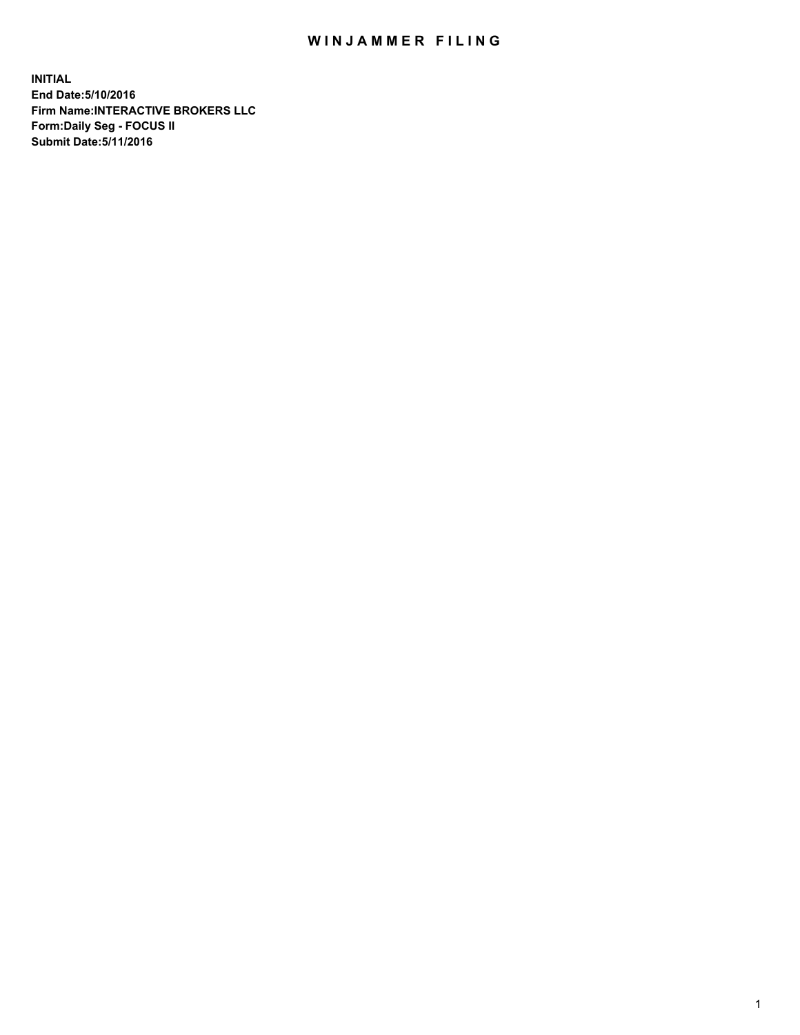# WINJAMMER FILING

**INITIAL**
**End Date:5/10/2016**
**Firm Name:INTERACTIVE BROKERS LLC**
**Form:Daily Seg - FOCUS II**
**Submit Date:5/11/2016**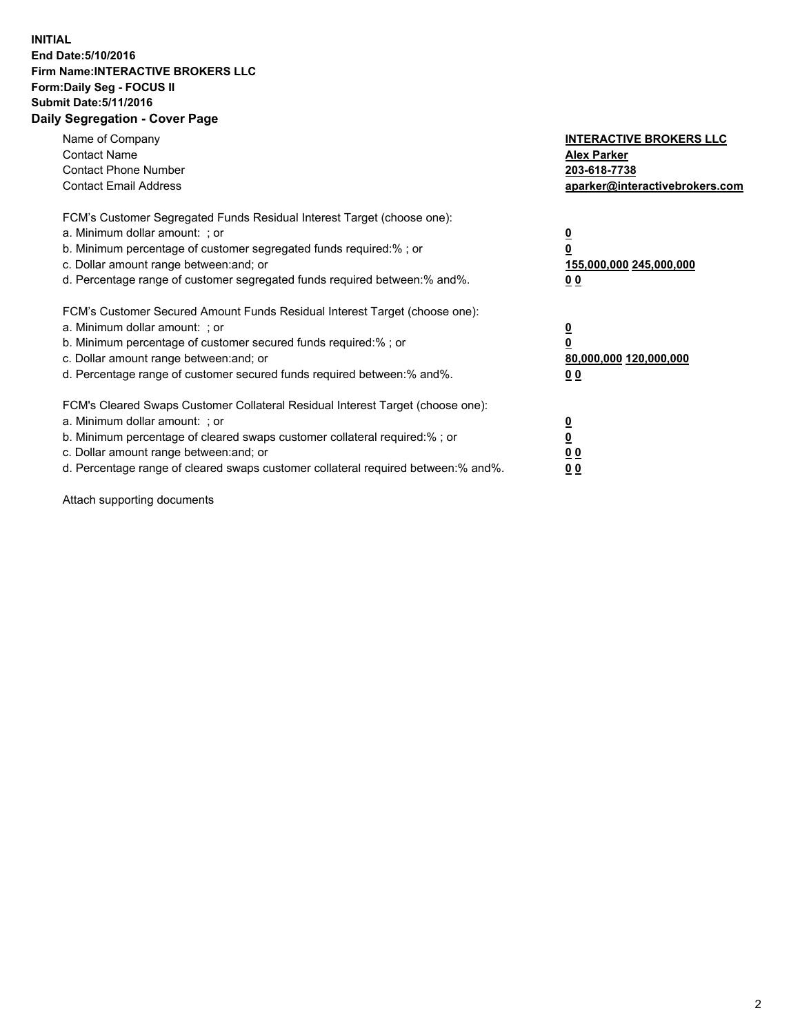**INITIAL**
**End Date:5/10/2016**
**Firm Name:INTERACTIVE BROKERS LLC**
**Form:Daily Seg - FOCUS II**
**Submit Date:5/11/2016**
**Daily Segregation - Cover Page**

| | |
|---|---|
| Name of Company | **INTERACTIVE BROKERS LLC** |
| Contact Name | **Alex Parker** |
| Contact Phone Number | **203-618-7738** |
| Contact Email Address | **aparker@interactivebrokers.com** |

FCM's Customer Segregated Funds Residual Interest Target (choose one):

| | |
|---|---|
| a. Minimum dollar amount: ; or | **0** |
| b. Minimum percentage of customer segregated funds required:% ; or | **0** |
| c. Dollar amount range between:and; or | **155,000,000 245,000,000** |
| d. Percentage range of customer segregated funds required between:% and%. | **0 0** |

FCM's Customer Secured Amount Funds Residual Interest Target (choose one):

| | |
|---|---|
| a. Minimum dollar amount: ; or | **0** |
| b. Minimum percentage of customer secured funds required:% ; or | **0** |
| c. Dollar amount range between:and; or | **80,000,000 120,000,000** |
| d. Percentage range of customer secured funds required between:% and%. | **0 0** |

FCM's Cleared Swaps Customer Collateral Residual Interest Target (choose one):

| | |
|---|---|
| a. Minimum dollar amount: ; or | **0** |
| b. Minimum percentage of cleared swaps customer collateral required:% ; or | **0** |
| c. Dollar amount range between:and; or | **0 0** |
| d. Percentage range of cleared swaps customer collateral required between:% and%. | **0 0** |

Attach supporting documents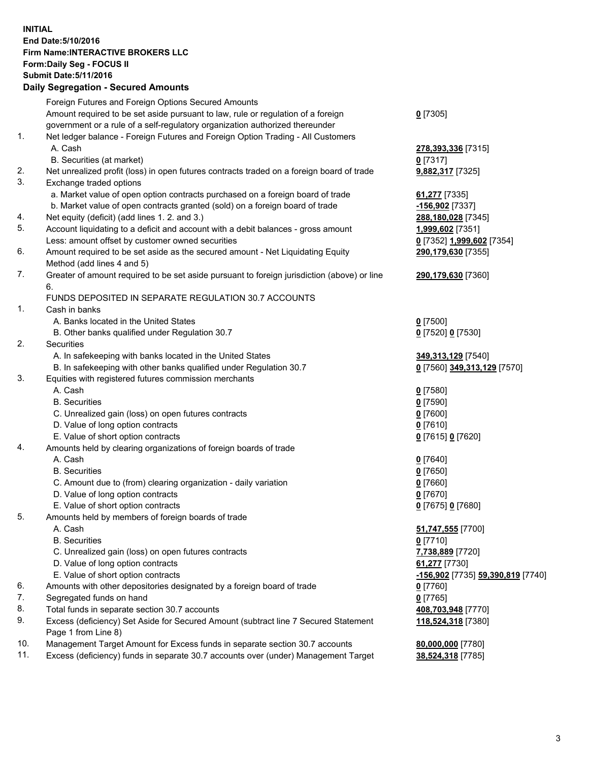**INITIAL**
**End Date:5/10/2016**
**Firm Name:INTERACTIVE BROKERS LLC**
**Form:Daily Seg - FOCUS II**
**Submit Date:5/11/2016**
**Daily Segregation - Secured Amounts**

| | | |
|---|---|---|
| | Foreign Futures and Foreign Options Secured Amounts | |
| | Amount required to be set aside pursuant to law, rule or regulation of a foreign government or a rule of a self-regulatory organization authorized thereunder | **0** [7305] |
| 1. | Net ledger balance - Foreign Futures and Foreign Option Trading - All Customers | |
| | A. Cash | **278,393,336** [7315] |
| | B. Securities (at market) | **0** [7317] |
| 2. | Net unrealized profit (loss) in open futures contracts traded on a foreign board of trade | **9,882,317** [7325] |
| 3. | Exchange traded options | |
| | a. Market value of open option contracts purchased on a foreign board of trade | **61,277** [7335] |
| | b. Market value of open contracts granted (sold) on a foreign board of trade | **-156,902** [7337] |
| 4. | Net equity (deficit) (add lines 1. 2. and 3.) | **288,180,028** [7345] |
| 5. | Account liquidating to a deficit and account with a debit balances - gross amount | **1,999,602** [7351] |
| | Less: amount offset by customer owned securities | **0** [7352] **1,999,602** [7354] |
| 6. | Amount required to be set aside as the secured amount - Net Liquidating Equity Method (add lines 4 and 5) | **290,179,630** [7355] |
| 7. | Greater of amount required to be set aside pursuant to foreign jurisdiction (above) or line 6. | **290,179,630** [7360] |
| | FUNDS DEPOSITED IN SEPARATE REGULATION 30.7 ACCOUNTS | |
| 1. | Cash in banks | |
| | A. Banks located in the United States | **0** [7500] |
| | B. Other banks qualified under Regulation 30.7 | **0** [7520] **0** [7530] |
| 2. | Securities | |
| | A. In safekeeping with banks located in the United States | **349,313,129** [7540] |
| | B. In safekeeping with other banks qualified under Regulation 30.7 | **0** [7560] **349,313,129** [7570] |
| 3. | Equities with registered futures commission merchants | |
| | A. Cash | **0** [7580] |
| | B. Securities | **0** [7590] |
| | C. Unrealized gain (loss) on open futures contracts | **0** [7600] |
| | D. Value of long option contracts | **0** [7610] |
| | E. Value of short option contracts | **0** [7615] **0** [7620] |
| 4. | Amounts held by clearing organizations of foreign boards of trade | |
| | A. Cash | **0** [7640] |
| | B. Securities | **0** [7650] |
| | C. Amount due to (from) clearing organization - daily variation | **0** [7660] |
| | D. Value of long option contracts | **0** [7670] |
| | E. Value of short option contracts | **0** [7675] **0** [7680] |
| 5. | Amounts held by members of foreign boards of trade | |
| | A. Cash | **51,747,555** [7700] |
| | B. Securities | **0** [7710] |
| | C. Unrealized gain (loss) on open futures contracts | **7,738,889** [7720] |
| | D. Value of long option contracts | **61,277** [7730] |
| | E. Value of short option contracts | **-156,902** [7735] **59,390,819** [7740] |
| 6. | Amounts with other depositories designated by a foreign board of trade | **0** [7760] |
| 7. | Segregated funds on hand | **0** [7765] |
| 8. | Total funds in separate section 30.7 accounts | **408,703,948** [7770] |
| 9. | Excess (deficiency) Set Aside for Secured Amount (subtract line 7 Secured Statement Page 1 from Line 8) | **118,524,318** [7380] |
| 10. | Management Target Amount for Excess funds in separate section 30.7 accounts | **80,000,000** [7780] |
| 11. | Excess (deficiency) funds in separate 30.7 accounts over (under) Management Target | **38,524,318** [7785] |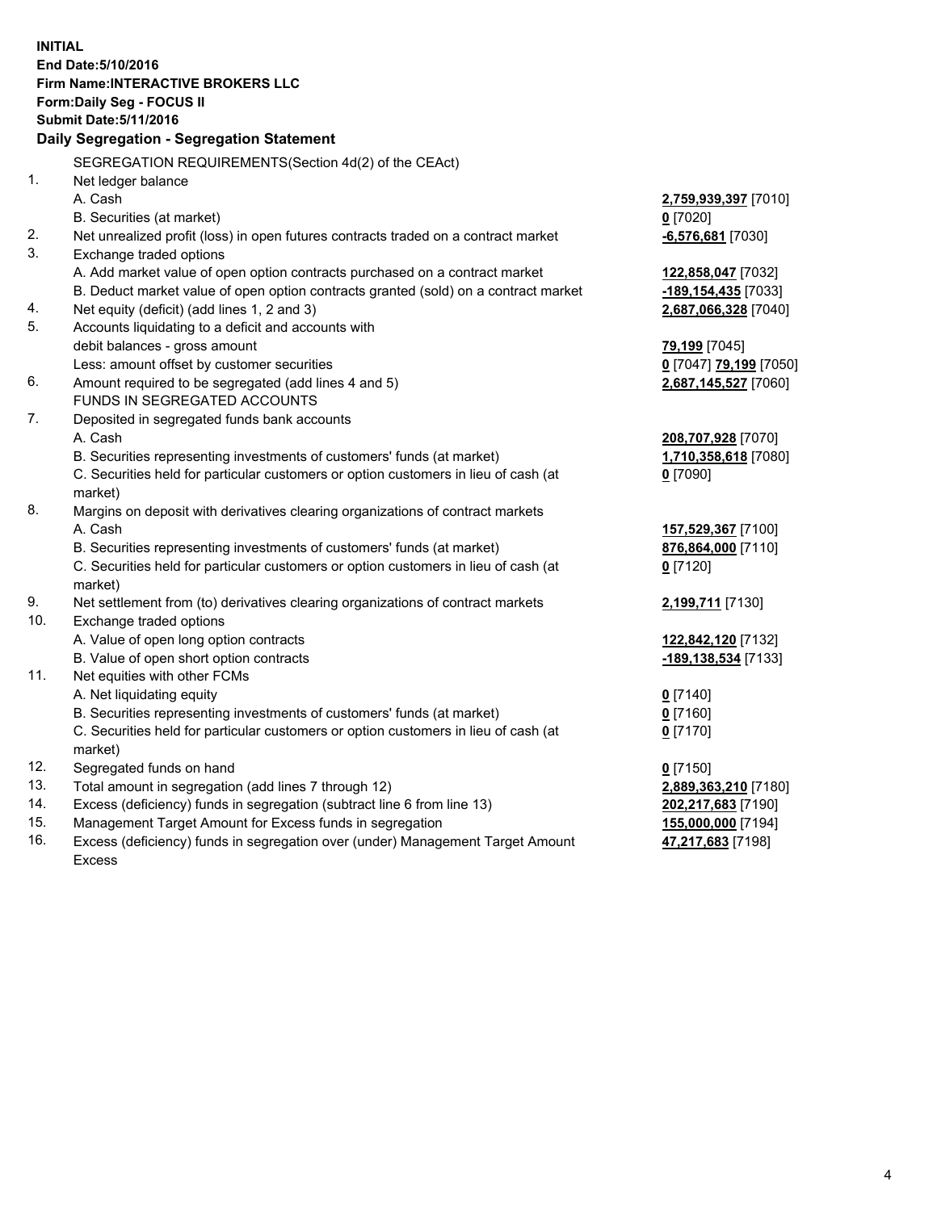**INITIAL**
**End Date:5/10/2016**
**Firm Name:INTERACTIVE BROKERS LLC**
**Form:Daily Seg - FOCUS II**
**Submit Date:5/11/2016**

## Daily Segregation - Segregation Statement

SEGREGATION REQUIREMENTS(Section 4d(2) of the CEAct)

| | | |
|---|---|---|
| 1. | Net ledger balance | |
| | A. Cash | **2,759,939,397** [7010] |
| | B. Securities (at market) | **0** [7020] |
| 2. | Net unrealized profit (loss) in open futures contracts traded on a contract market | **-6,576,681** [7030] |
| 3. | Exchange traded options | |
| | A. Add market value of open option contracts purchased on a contract market | **122,858,047** [7032] |
| | B. Deduct market value of open option contracts granted (sold) on a contract market | **-189,154,435** [7033] |
| 4. | Net equity (deficit) (add lines 1, 2 and 3) | **2,687,066,328** [7040] |
| 5. | Accounts liquidating to a deficit and accounts with debit balances - gross amount | **79,199** [7045] |
| | Less: amount offset by customer securities | **0** [7047] **79,199** [7050] |
| 6. | Amount required to be segregated (add lines 4 and 5) | **2,687,145,527** [7060] |
| | FUNDS IN SEGREGATED ACCOUNTS | |
| 7. | Deposited in segregated funds bank accounts | |
| | A. Cash | **208,707,928** [7070] |
| | B. Securities representing investments of customers' funds (at market) | **1,710,358,618** [7080] |
| | C. Securities held for particular customers or option customers in lieu of cash (at market) | **0** [7090] |
| 8. | Margins on deposit with derivatives clearing organizations of contract markets | |
| | A. Cash | **157,529,367** [7100] |
| | B. Securities representing investments of customers' funds (at market) | **876,864,000** [7110] |
| | C. Securities held for particular customers or option customers in lieu of cash (at market) | **0** [7120] |
| 9. | Net settlement from (to) derivatives clearing organizations of contract markets | **2,199,711** [7130] |
| 10. | Exchange traded options | |
| | A. Value of open long option contracts | **122,842,120** [7132] |
| | B. Value of open short option contracts | **-189,138,534** [7133] |
| 11. | Net equities with other FCMs | |
| | A. Net liquidating equity | **0** [7140] |
| | B. Securities representing investments of customers' funds (at market) | **0** [7160] |
| | C. Securities held for particular customers or option customers in lieu of cash (at market) | **0** [7170] |
| 12. | Segregated funds on hand | **0** [7150] |
| 13. | Total amount in segregation (add lines 7 through 12) | **2,889,363,210** [7180] |
| 14. | Excess (deficiency) funds in segregation (subtract line 6 from line 13) | **202,217,683** [7190] |
| 15. | Management Target Amount for Excess funds in segregation | **155,000,000** [7194] |
| 16. | Excess (deficiency) funds in segregation over (under) Management Target Amount Excess | **47,217,683** [7198] |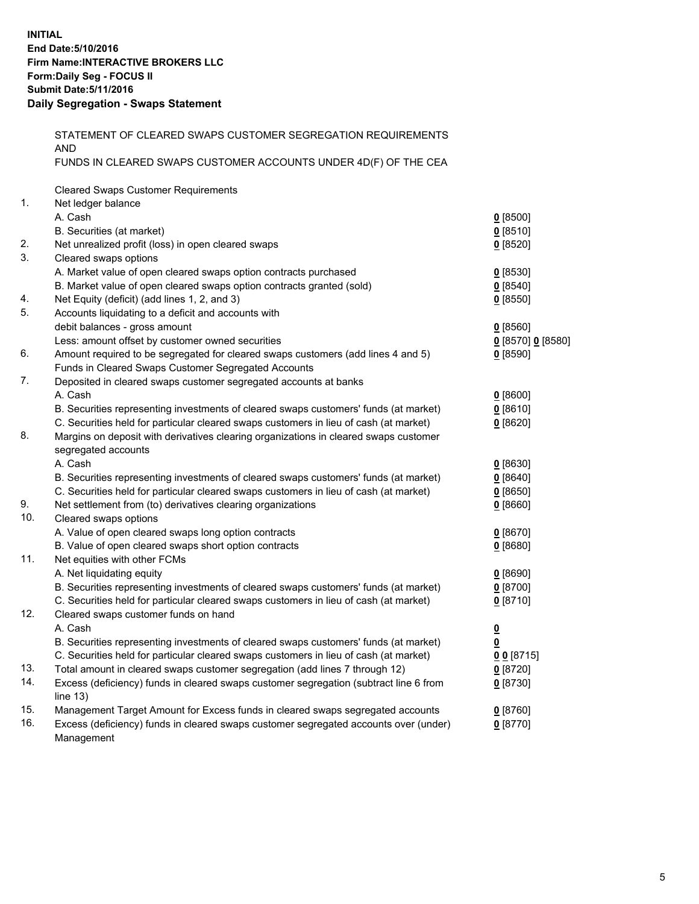**INITIAL**
**End Date:5/10/2016**
**Firm Name:INTERACTIVE BROKERS LLC**
**Form:Daily Seg - FOCUS II**
**Submit Date:5/11/2016**
**Daily Segregation - Swaps Statement**

STATEMENT OF CLEARED SWAPS CUSTOMER SEGREGATION REQUIREMENTS AND FUNDS IN CLEARED SWAPS CUSTOMER ACCOUNTS UNDER 4D(F) OF THE CEA

| | | |
|---|---|---|
| | Cleared Swaps Customer Requirements | |
| 1. | Net ledger balance | |
| | A. Cash | 0 [8500] |
| | B. Securities (at market) | 0 [8510] |
| 2. | Net unrealized profit (loss) in open cleared swaps | 0 [8520] |
| 3. | Cleared swaps options | |
| | A. Market value of open cleared swaps option contracts purchased | 0 [8530] |
| | B. Market value of open cleared swaps option contracts granted (sold) | 0 [8540] |
| 4. | Net Equity (deficit) (add lines 1, 2, and 3) | 0 [8550] |
| 5. | Accounts liquidating to a deficit and accounts with debit balances - gross amount | 0 [8560] |
| | Less: amount offset by customer owned securities | 0 [8570] 0 [8580] |
| 6. | Amount required to be segregated for cleared swaps customers (add lines 4 and 5) | 0 [8590] |
| | Funds in Cleared Swaps Customer Segregated Accounts | |
| 7. | Deposited in cleared swaps customer segregated accounts at banks | |
| | A. Cash | 0 [8600] |
| | B. Securities representing investments of cleared swaps customers' funds (at market) | 0 [8610] |
| | C. Securities held for particular cleared swaps customers in lieu of cash (at market) | 0 [8620] |
| 8. | Margins on deposit with derivatives clearing organizations in cleared swaps customer segregated accounts | |
| | A. Cash | 0 [8630] |
| | B. Securities representing investments of cleared swaps customers' funds (at market) | 0 [8640] |
| | C. Securities held for particular cleared swaps customers in lieu of cash (at market) | 0 [8650] |
| 9. | Net settlement from (to) derivatives clearing organizations | 0 [8660] |
| 10. | Cleared swaps options | |
| | A. Value of open cleared swaps long option contracts | 0 [8670] |
| | B. Value of open cleared swaps short option contracts | 0 [8680] |
| 11. | Net equities with other FCMs | |
| | A. Net liquidating equity | 0 [8690] |
| | B. Securities representing investments of cleared swaps customers' funds (at market) | 0 [8700] |
| | C. Securities held for particular cleared swaps customers in lieu of cash (at market) | 0 [8710] |
| 12. | Cleared swaps customer funds on hand | |
| | A. Cash | 0 |
| | B. Securities representing investments of cleared swaps customers' funds (at market) | 0 |
| | C. Securities held for particular cleared swaps customers in lieu of cash (at market) | 0 0 [8715] |
| 13. | Total amount in cleared swaps customer segregation (add lines 7 through 12) | 0 [8720] |
| 14. | Excess (deficiency) funds in cleared swaps customer segregation (subtract line 6 from line 13) | 0 [8730] |
| 15. | Management Target Amount for Excess funds in cleared swaps segregated accounts | 0 [8760] |
| 16. | Excess (deficiency) funds in cleared swaps customer segregated accounts over (under) Management | 0 [8770] |